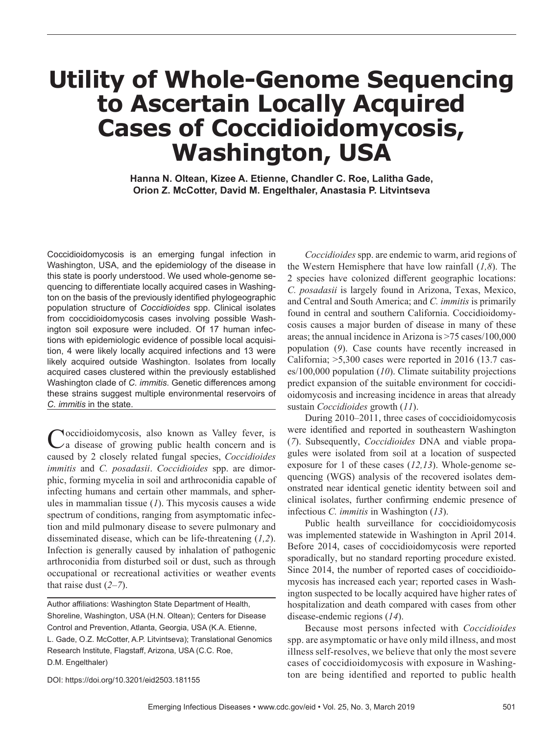# Utility of Whole-Genome Sequencing to Ascertain Locally Acquired Cases of Coccidioidomycosis, Washington, USA

**Hanna N. Oltean, Kizee A. Etienne, Chandler C. Roe, Lalitha Gade, Orion Z. McCotter, David M. Engelthaler, Anastasia P. Litvintseva**

Coccidioidomycosis is an emerging fungal infection in Washington, USA, and the epidemiology of the disease in this state is poorly understood. We used whole-genome sequencing to differentiate locally acquired cases in Washington on the basis of the previously identified phylogeographic population structure of *Coccidioides* spp. Clinical isolates from coccidioidomycosis cases involving possible Washington soil exposure were included. Of 17 human infections with epidemiologic evidence of possible local acquisition, 4 were likely locally acquired infections and 13 were likely acquired outside Washington. Isolates from locally acquired cases clustered within the previously established Washington clade of *C. immitis*. Genetic differences among these strains suggest multiple environmental reservoirs of *C. immitis* in the state.

Coccidioidomycosis, also known as Valley fever, is a disease of growing public health concern and is caused by 2 closely related fungal species, *Coccidioides immitis* and *C. posadasii*. *Coccidioides* spp. are dimorphic, forming mycelia in soil and arthroconidia capable of infecting humans and certain other mammals, and spherules in mammalian tissue (*1*). This mycosis causes a wide spectrum of conditions, ranging from asymptomatic infection and mild pulmonary disease to severe pulmonary and disseminated disease, which can be life-threatening (*1,2*). Infection is generally caused by inhalation of pathogenic arthroconidia from disturbed soil or dust, such as through occupational or recreational activities or weather events that raise dust (*2–7*).

Author affiliations: Washington State Department of Health, Shoreline, Washington, USA (H.N. Oltean); Centers for Disease Control and Prevention, Atlanta, Georgia, USA (K.A. Etienne, L. Gade, O.Z. McCotter, A.P. Litvintseva); Translational Genomics Research Institute, Flagstaff, Arizona, USA (C.C. Roe, D.M. Engelthaler)

DOI: https://doi.org/10.3201/eid2503.181155

*Coccidioides* spp. are endemic to warm, arid regions of the Western Hemisphere that have low rainfall (*1,8*). The 2 species have colonized different geographic locations: *C. posadasii* is largely found in Arizona, Texas, Mexico, and Central and South America; and *C. immitis* is primarily found in central and southern California. Coccidioidomycosis causes a major burden of disease in many of these areas; the annual incidence in Arizona is >75 cases/100,000 population (*9*). Case counts have recently increased in California; >5,300 cases were reported in 2016 (13.7 cases/100,000 population (*10*). Climate suitability projections predict expansion of the suitable environment for coccidioidomycosis and increasing incidence in areas that already sustain *Coccidioides* growth (*11*).

During 2010–2011, three cases of coccidioidomycosis were identified and reported in southeastern Washington (*7*). Subsequently, *Coccidioides* DNA and viable propagules were isolated from soil at a location of suspected exposure for 1 of these cases (*12,13*). Whole-genome sequencing (WGS) analysis of the recovered isolates demonstrated near identical genetic identity between soil and clinical isolates, further confirming endemic presence of infectious *C. immitis* in Washington (*13*).

Public health surveillance for coccidioidomycosis was implemented statewide in Washington in April 2014. Before 2014, cases of coccidioidomycosis were reported sporadically, but no standard reporting procedure existed. Since 2014, the number of reported cases of coccidioidomycosis has increased each year; reported cases in Washington suspected to be locally acquired have higher rates of hospitalization and death compared with cases from other disease-endemic regions (*14*).

Because most persons infected with *Coccidioides* spp. are asymptomatic or have only mild illness, and most illness self-resolves, we believe that only the most severe cases of coccidioidomycosis with exposure in Washington are being identified and reported to public health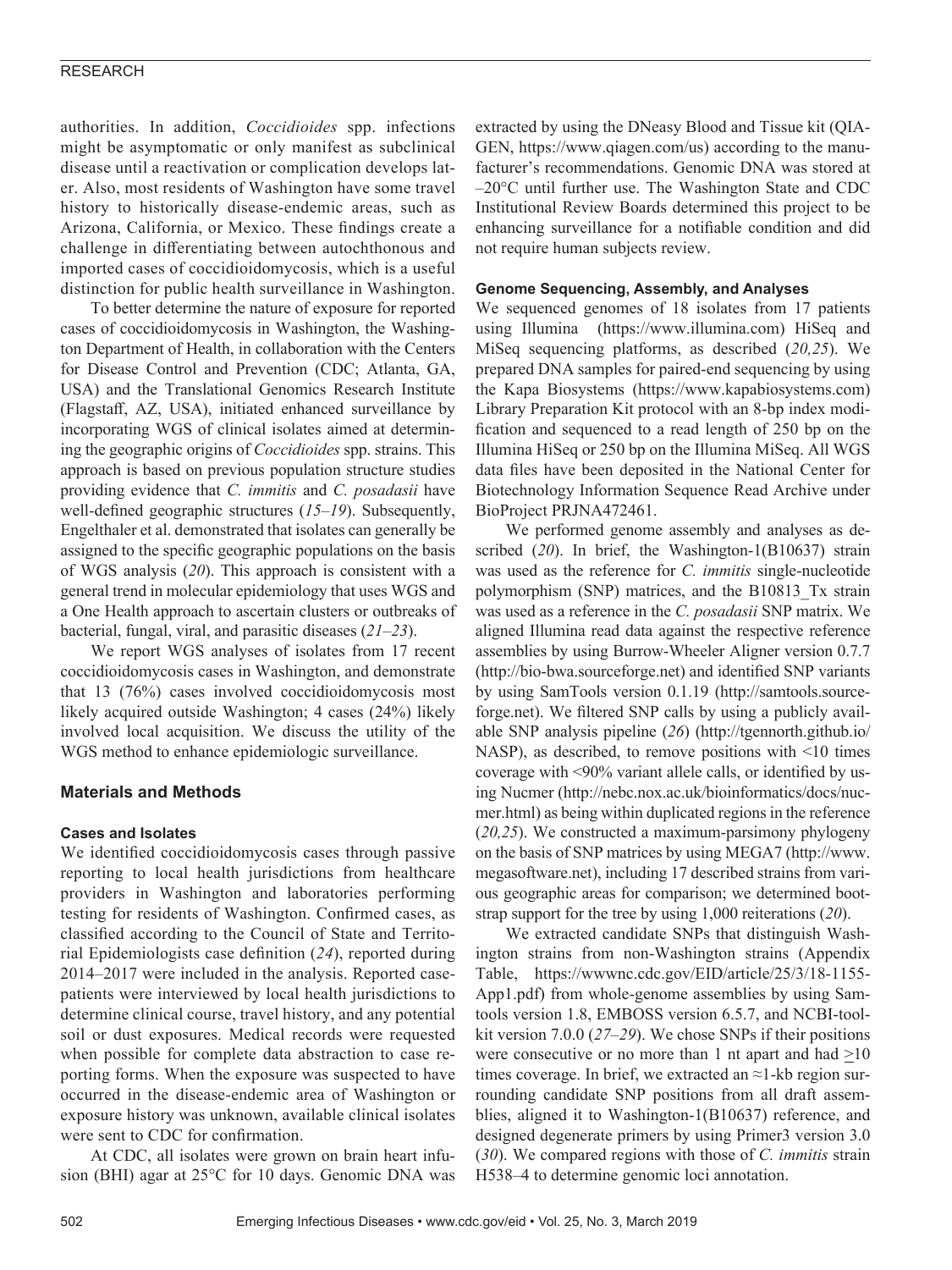authorities. In addition, *Coccidioides* spp. infections might be asymptomatic or only manifest as subclinical disease until a reactivation or complication develops later. Also, most residents of Washington have some travel history to historically disease-endemic areas, such as Arizona, California, or Mexico. These findings create a challenge in differentiating between autochthonous and imported cases of coccidioidomycosis, which is a useful distinction for public health surveillance in Washington.

To better determine the nature of exposure for reported cases of coccidioidomycosis in Washington, the Washington Department of Health, in collaboration with the Centers for Disease Control and Prevention (CDC; Atlanta, GA, USA) and the Translational Genomics Research Institute (Flagstaff, AZ, USA), initiated enhanced surveillance by incorporating WGS of clinical isolates aimed at determining the geographic origins of *Coccidioides* spp. strains. This approach is based on previous population structure studies providing evidence that *C. immitis* and *C. posadasii* have well-defined geographic structures (*15–19*). Subsequently, Engelthaler et al. demonstrated that isolates can generally be assigned to the specific geographic populations on the basis of WGS analysis (*20*). This approach is consistent with a general trend in molecular epidemiology that uses WGS and a One Health approach to ascertain clusters or outbreaks of bacterial, fungal, viral, and parasitic diseases (*21–23*).

We report WGS analyses of isolates from 17 recent coccidioidomycosis cases in Washington, and demonstrate that 13 (76%) cases involved coccidioidomycosis most likely acquired outside Washington; 4 cases (24%) likely involved local acquisition. We discuss the utility of the WGS method to enhance epidemiologic surveillance.

## Materials and Methods

### Cases and Isolates

We identified coccidioidomycosis cases through passive reporting to local health jurisdictions from healthcare providers in Washington and laboratories performing testing for residents of Washington. Confirmed cases, as classified according to the Council of State and Territorial Epidemiologists case definition (*24*), reported during 2014–2017 were included in the analysis. Reported case-patients were interviewed by local health jurisdictions to determine clinical course, travel history, and any potential soil or dust exposures. Medical records were requested when possible for complete data abstraction to case reporting forms. When the exposure was suspected to have occurred in the disease-endemic area of Washington or exposure history was unknown, available clinical isolates were sent to CDC for confirmation.

At CDC, all isolates were grown on brain heart infusion (BHI) agar at 25°C for 10 days. Genomic DNA was extracted by using the DNeasy Blood and Tissue kit (QIAGEN, https://www.qiagen.com/us) according to the manufacturer's recommendations. Genomic DNA was stored at –20°C until further use. The Washington State and CDC Institutional Review Boards determined this project to be enhancing surveillance for a notifiable condition and did not require human subjects review.

### Genome Sequencing, Assembly, and Analyses

We sequenced genomes of 18 isolates from 17 patients using Illumina (https://www.illumina.com) HiSeq and MiSeq sequencing platforms, as described (*20,25*). We prepared DNA samples for paired-end sequencing by using the Kapa Biosystems (https://www.kapabiosystems.com) Library Preparation Kit protocol with an 8-bp index modification and sequenced to a read length of 250 bp on the Illumina HiSeq or 250 bp on the Illumina MiSeq. All WGS data files have been deposited in the National Center for Biotechnology Information Sequence Read Archive under BioProject PRJNA472461.

We performed genome assembly and analyses as described (*20*). In brief, the Washington-1(B10637) strain was used as the reference for *C. immitis* single-nucleotide polymorphism (SNP) matrices, and the B10813_Tx strain was used as a reference in the *C. posadasii* SNP matrix. We aligned Illumina read data against the respective reference assemblies by using Burrow-Wheeler Aligner version 0.7.7 (http://bio-bwa.sourceforge.net) and identified SNP variants by using SamTools version 0.1.19 (http://samtools.sourceforge.net). We filtered SNP calls by using a publicly available SNP analysis pipeline (*26*) (http://tgennorth.github.io/NASP), as described, to remove positions with <10 times coverage with <90% variant allele calls, or identified by using Nucmer (http://nebc.nox.ac.uk/bioinformatics/docs/nucmer.html) as being within duplicated regions in the reference (*20,25*). We constructed a maximum-parsimony phylogeny on the basis of SNP matrices by using MEGA7 (http://www.megasoftware.net), including 17 described strains from various geographic areas for comparison; we determined bootstrap support for the tree by using 1,000 reiterations (*20*).

We extracted candidate SNPs that distinguish Washington strains from non-Washington strains (Appendix Table, https://wwwnc.cdc.gov/EID/article/25/3/18-1155-App1.pdf) from whole-genome assemblies by using Samtools version 1.8, EMBOSS version 6.5.7, and NCBI-toolkit version 7.0.0 (*27–29*). We chose SNPs if their positions were consecutive or no more than 1 nt apart and had ≥10 times coverage. In brief, we extracted an ≈1-kb region surrounding candidate SNP positions from all draft assemblies, aligned it to Washington-1(B10637) reference, and designed degenerate primers by using Primer3 version 3.0 (*30*). We compared regions with those of *C. immitis* strain H538–4 to determine genomic loci annotation.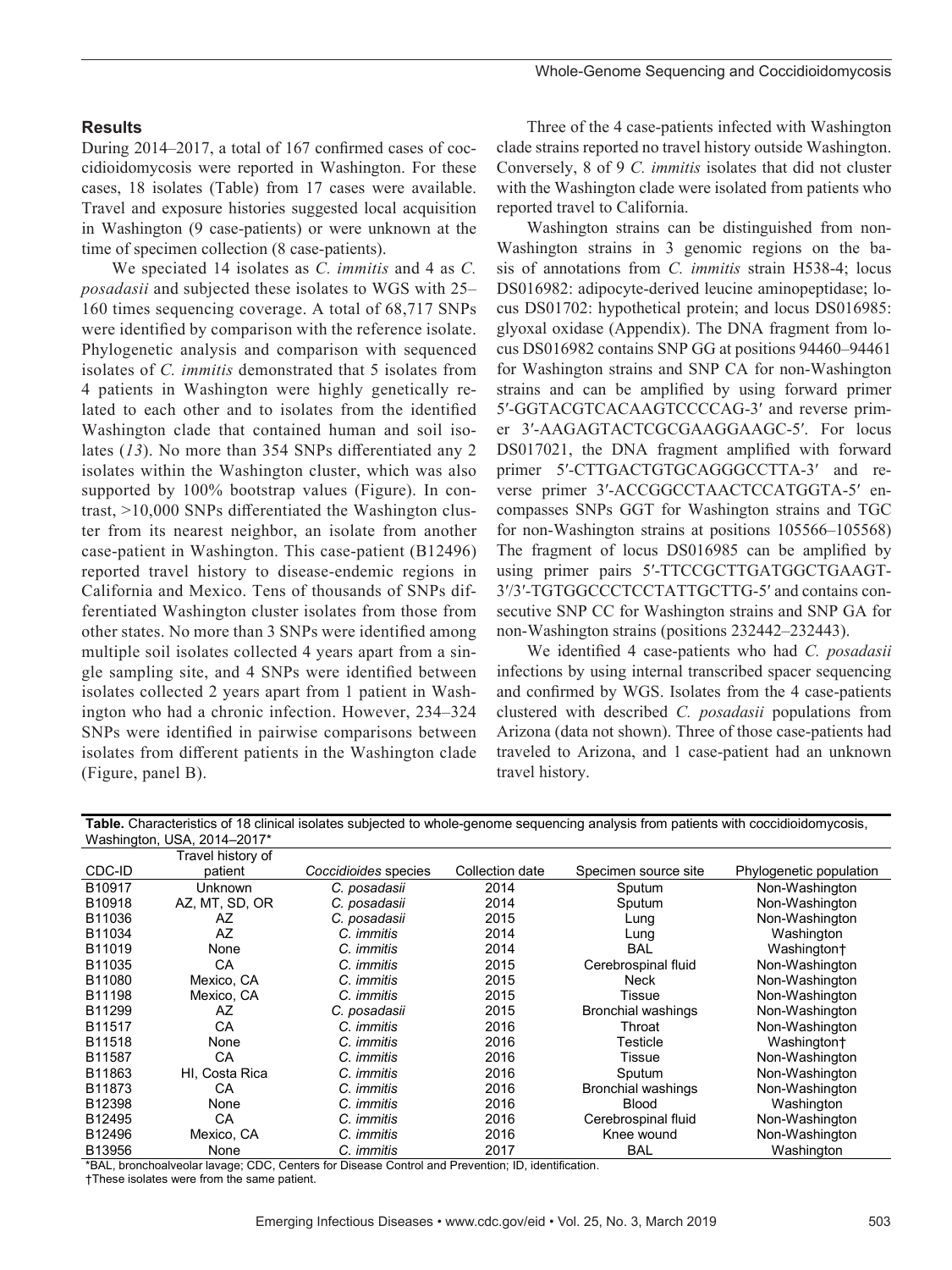## Results

During 2014–2017, a total of 167 confirmed cases of coccidioidomycosis were reported in Washington. For these cases, 18 isolates (Table) from 17 cases were available. Travel and exposure histories suggested local acquisition in Washington (9 case-patients) or were unknown at the time of specimen collection (8 case-patients).

We speciated 14 isolates as *C. immitis* and 4 as *C. posadasii* and subjected these isolates to WGS with 25–160 times sequencing coverage. A total of 68,717 SNPs were identified by comparison with the reference isolate. Phylogenetic analysis and comparison with sequenced isolates of *C. immitis* demonstrated that 5 isolates from 4 patients in Washington were highly genetically related to each other and to isolates from the identified Washington clade that contained human and soil isolates (*13*). No more than 354 SNPs differentiated any 2 isolates within the Washington cluster, which was also supported by 100% bootstrap values (Figure). In contrast, >10,000 SNPs differentiated the Washington cluster from its nearest neighbor, an isolate from another case-patient in Washington. This case-patient (B12496) reported travel history to disease-endemic regions in California and Mexico. Tens of thousands of SNPs differentiated Washington cluster isolates from those from other states. No more than 3 SNPs were identified among multiple soil isolates collected 4 years apart from a single sampling site, and 4 SNPs were identified between isolates collected 2 years apart from 1 patient in Washington who had a chronic infection. However, 234–324 SNPs were identified in pairwise comparisons between isolates from different patients in the Washington clade (Figure, panel B).

Three of the 4 case-patients infected with Washington clade strains reported no travel history outside Washington. Conversely, 8 of 9 *C. immitis* isolates that did not cluster with the Washington clade were isolated from patients who reported travel to California.

Washington strains can be distinguished from non-Washington strains in 3 genomic regions on the basis of annotations from *C. immitis* strain H538-4; locus DS016982: adipocyte-derived leucine aminopeptidase; locus DS01702: hypothetical protein; and locus DS016985: glyoxal oxidase (Appendix). The DNA fragment from locus DS016982 contains SNP GG at positions 94460–94461 for Washington strains and SNP CA for non-Washington strains and can be amplified by using forward primer 5′-GGTACGTCACAAGTCCCCAG-3′ and reverse primer 3′-AAGAGTACTCGCGAAGGAAGC-5′. For locus DS017021, the DNA fragment amplified with forward primer 5′-CTTGACTGTGCAGGGCCTTA-3′ and reverse primer 3′-ACCGGCCTAACTCCATGGTA-5′ encompasses SNPs GGT for Washington strains and TGC for non-Washington strains at positions 105566–105568) The fragment of locus DS016985 can be amplified by using primer pairs 5′-TTCCGCTTGATGGCTGAAGT-3′/3′-TGTGGCCCTCCTATTGCTTG-5′ and contains consecutive SNP CC for Washington strains and SNP GA for non-Washington strains (positions 232442–232443).

We identified 4 case-patients who had *C. posadasii* infections by using internal transcribed spacer sequencing and confirmed by WGS. Isolates from the 4 case-patients clustered with described *C. posadasii* populations from Arizona (data not shown). Three of those case-patients had traveled to Arizona, and 1 case-patient had an unknown travel history.

**Table.** Characteristics of 18 clinical isolates subjected to whole-genome sequencing analysis from patients with coccidioidomycosis, Washington, USA, 2014–2017*

| CDC-ID | Travel history of patient | *Coccidioides* species | Collection date | Specimen source site | Phylogenetic population |
|---|---|---|---|---|---|
| B10917 | Unknown | *C. posadasii* | 2014 | Sputum | Non-Washington |
| B10918 | AZ, MT, SD, OR | *C. posadasii* | 2014 | Sputum | Non-Washington |
| B11036 | AZ | *C. posadasii* | 2015 | Lung | Non-Washington |
| B11034 | AZ | *C. immitis* | 2014 | Lung | Washington |
| B11019 | None | *C. immitis* | 2014 | BAL | Washington† |
| B11035 | CA | *C. immitis* | 2015 | Cerebrospinal fluid | Non-Washington |
| B11080 | Mexico, CA | *C. immitis* | 2015 | Neck | Non-Washington |
| B11198 | Mexico, CA | *C. immitis* | 2015 | Tissue | Non-Washington |
| B11299 | AZ | *C. posadasii* | 2015 | Bronchial washings | Non-Washington |
| B11517 | CA | *C. immitis* | 2016 | Throat | Non-Washington |
| B11518 | None | *C. immitis* | 2016 | Testicle | Washington† |
| B11587 | CA | *C. immitis* | 2016 | Tissue | Non-Washington |
| B11863 | HI, Costa Rica | *C. immitis* | 2016 | Sputum | Non-Washington |
| B11873 | CA | *C. immitis* | 2016 | Bronchial washings | Non-Washington |
| B12398 | None | *C. immitis* | 2016 | Blood | Washington |
| B12495 | CA | *C. immitis* | 2016 | Cerebrospinal fluid | Non-Washington |
| B12496 | Mexico, CA | *C. immitis* | 2016 | Knee wound | Non-Washington |
| B13956 | None | *C. immitis* | 2017 | BAL | Washington |

*BAL, bronchoalveolar lavage; CDC, Centers for Disease Control and Prevention; ID, identification.
†These isolates were from the same patient.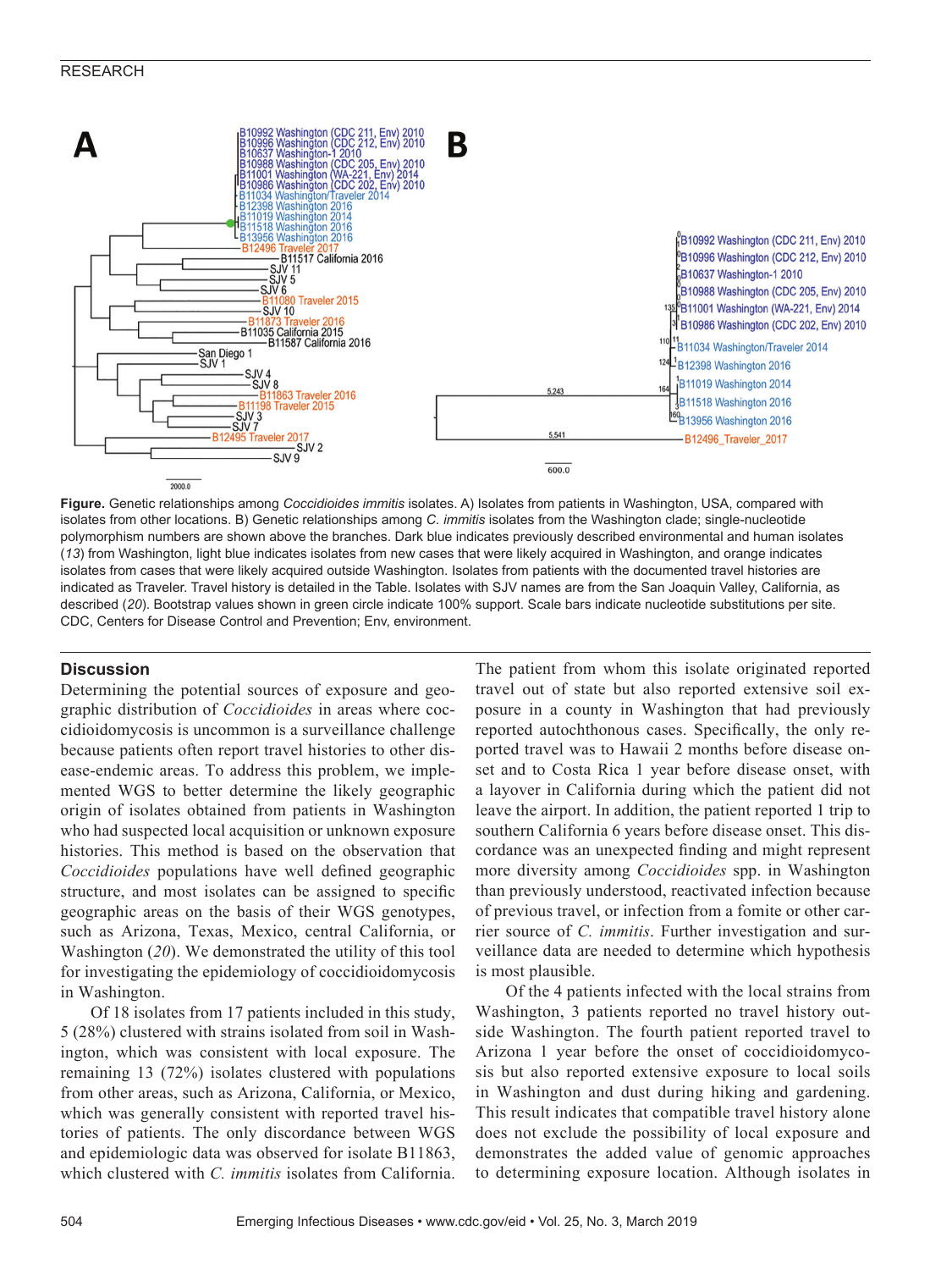**Figure.** Genetic relationships among *Coccidioides immitis* isolates. A) Isolates from patients in Washington, USA, compared with isolates from other locations. B) Genetic relationships among *C. immitis* isolates from the Washington clade; single-nucleotide polymorphism numbers are shown above the branches. Dark blue indicates previously described environmental and human isolates (*13*) from Washington, light blue indicates isolates from new cases that were likely acquired in Washington, and orange indicates isolates from cases that were likely acquired outside Washington. Isolates from patients with the documented travel histories are indicated as Traveler. Travel history is detailed in the Table. Isolates with SJV names are from the San Joaquin Valley, California, as described (*20*). Bootstrap values shown in green circle indicate 100% support. Scale bars indicate nucleotide substitutions per site. CDC, Centers for Disease Control and Prevention; Env, environment.

## Discussion

Determining the potential sources of exposure and geographic distribution of *Coccidioides* in areas where coccidioidomycosis is uncommon is a surveillance challenge because patients often report travel histories to other disease-endemic areas. To address this problem, we implemented WGS to better determine the likely geographic origin of isolates obtained from patients in Washington who had suspected local acquisition or unknown exposure histories. This method is based on the observation that *Coccidioides* populations have well defined geographic structure, and most isolates can be assigned to specific geographic areas on the basis of their WGS genotypes, such as Arizona, Texas, Mexico, central California, or Washington (*20*). We demonstrated the utility of this tool for investigating the epidemiology of coccidioidomycosis in Washington.

Of 18 isolates from 17 patients included in this study, 5 (28%) clustered with strains isolated from soil in Washington, which was consistent with local exposure. The remaining 13 (72%) isolates clustered with populations from other areas, such as Arizona, California, or Mexico, which was generally consistent with reported travel histories of patients. The only discordance between WGS and epidemiologic data was observed for isolate B11863, which clustered with *C. immitis* isolates from California. The patient from whom this isolate originated reported travel out of state but also reported extensive soil exposure in a county in Washington that had previously reported autochthonous cases. Specifically, the only reported travel was to Hawaii 2 months before disease onset and to Costa Rica 1 year before disease onset, with a layover in California during which the patient did not leave the airport. In addition, the patient reported 1 trip to southern California 6 years before disease onset. This discordance was an unexpected finding and might represent more diversity among *Coccidioides* spp. in Washington than previously understood, reactivated infection because of previous travel, or infection from a fomite or other carrier source of *C. immitis*. Further investigation and surveillance data are needed to determine which hypothesis is most plausible.

Of the 4 patients infected with the local strains from Washington, 3 patients reported no travel history outside Washington. The fourth patient reported travel to Arizona 1 year before the onset of coccidioidomycosis but also reported extensive exposure to local soils in Washington and dust during hiking and gardening. This result indicates that compatible travel history alone does not exclude the possibility of local exposure and demonstrates the added value of genomic approaches to determining exposure location. Although isolates in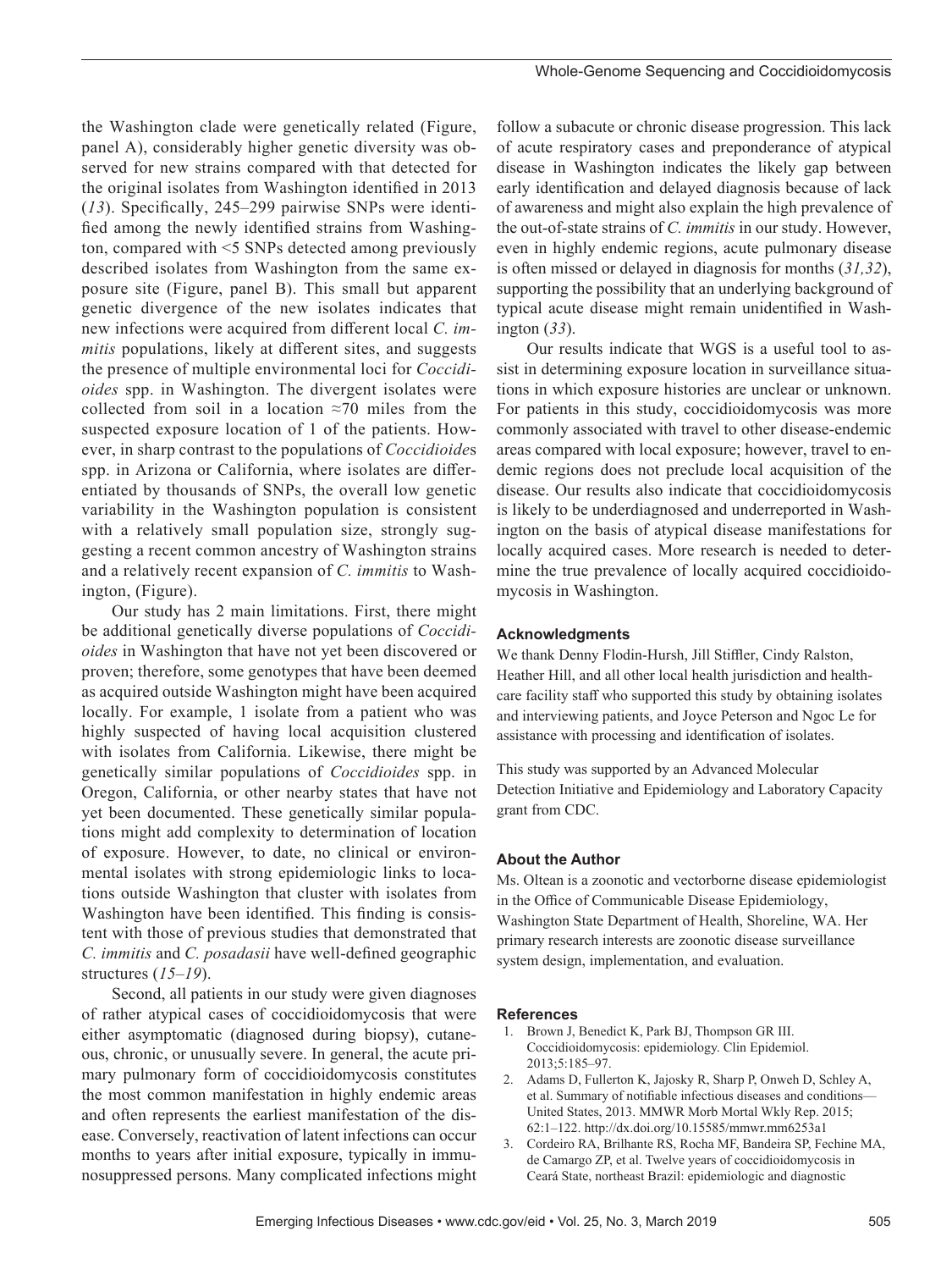the Washington clade were genetically related (Figure, panel A), considerably higher genetic diversity was observed for new strains compared with that detected for the original isolates from Washington identified in 2013 (*13*). Specifically, 245–299 pairwise SNPs were identified among the newly identified strains from Washington, compared with <5 SNPs detected among previously described isolates from Washington from the same exposure site (Figure, panel B). This small but apparent genetic divergence of the new isolates indicates that new infections were acquired from different local *C. immitis* populations, likely at different sites, and suggests the presence of multiple environmental loci for *Coccidioides* spp. in Washington. The divergent isolates were collected from soil in a location ≈70 miles from the suspected exposure location of 1 of the patients. However, in sharp contrast to the populations of *Coccidioides* spp. in Arizona or California, where isolates are differentiated by thousands of SNPs, the overall low genetic variability in the Washington population is consistent with a relatively small population size, strongly suggesting a recent common ancestry of Washington strains and a relatively recent expansion of *C. immitis* to Washington, (Figure).

Our study has 2 main limitations. First, there might be additional genetically diverse populations of *Coccidioides* in Washington that have not yet been discovered or proven; therefore, some genotypes that have been deemed as acquired outside Washington might have been acquired locally. For example, 1 isolate from a patient who was highly suspected of having local acquisition clustered with isolates from California. Likewise, there might be genetically similar populations of *Coccidioides* spp. in Oregon, California, or other nearby states that have not yet been documented. These genetically similar populations might add complexity to determination of location of exposure. However, to date, no clinical or environmental isolates with strong epidemiologic links to locations outside Washington that cluster with isolates from Washington have been identified. This finding is consistent with those of previous studies that demonstrated that *C. immitis* and *C. posadasii* have well-defined geographic structures (*15–19*).

Second, all patients in our study were given diagnoses of rather atypical cases of coccidioidomycosis that were either asymptomatic (diagnosed during biopsy), cutaneous, chronic, or unusually severe. In general, the acute primary pulmonary form of coccidioidomycosis constitutes the most common manifestation in highly endemic areas and often represents the earliest manifestation of the disease. Conversely, reactivation of latent infections can occur months to years after initial exposure, typically in immunosuppressed persons. Many complicated infections might follow a subacute or chronic disease progression. This lack of acute respiratory cases and preponderance of atypical disease in Washington indicates the likely gap between early identification and delayed diagnosis because of lack of awareness and might also explain the high prevalence of the out-of-state strains of *C. immitis* in our study. However, even in highly endemic regions, acute pulmonary disease is often missed or delayed in diagnosis for months (*31,32*), supporting the possibility that an underlying background of typical acute disease might remain unidentified in Washington (*33*).

Our results indicate that WGS is a useful tool to assist in determining exposure location in surveillance situations in which exposure histories are unclear or unknown. For patients in this study, coccidioidomycosis was more commonly associated with travel to other disease-endemic areas compared with local exposure; however, travel to endemic regions does not preclude local acquisition of the disease. Our results also indicate that coccidioidomycosis is likely to be underdiagnosed and underreported in Washington on the basis of atypical disease manifestations for locally acquired cases. More research is needed to determine the true prevalence of locally acquired coccidioidomycosis in Washington.

### Acknowledgments

We thank Denny Flodin-Hursh, Jill Stiffler, Cindy Ralston, Heather Hill, and all other local health jurisdiction and health-care facility staff who supported this study by obtaining isolates and interviewing patients, and Joyce Peterson and Ngoc Le for assistance with processing and identification of isolates.

This study was supported by an Advanced Molecular Detection Initiative and Epidemiology and Laboratory Capacity grant from CDC.

### About the Author

Ms. Oltean is a zoonotic and vectorborne disease epidemiologist in the Office of Communicable Disease Epidemiology, Washington State Department of Health, Shoreline, WA. Her primary research interests are zoonotic disease surveillance system design, implementation, and evaluation.

### References

1. Brown J, Benedict K, Park BJ, Thompson GR III. Coccidioidomycosis: epidemiology. Clin Epidemiol. 2013;5:185–97.
2. Adams D, Fullerton K, Jajosky R, Sharp P, Onweh D, Schley A, et al. Summary of notifiable infectious diseases and conditions—United States, 2013. MMWR Morb Mortal Wkly Rep. 2015; 62:1–122. http://dx.doi.org/10.15585/mmwr.mm6253a1
3. Cordeiro RA, Brilhante RS, Rocha MF, Bandeira SP, Fechine MA, de Camargo ZP, et al. Twelve years of coccidioidomycosis in Ceará State, northeast Brazil: epidemiologic and diagnostic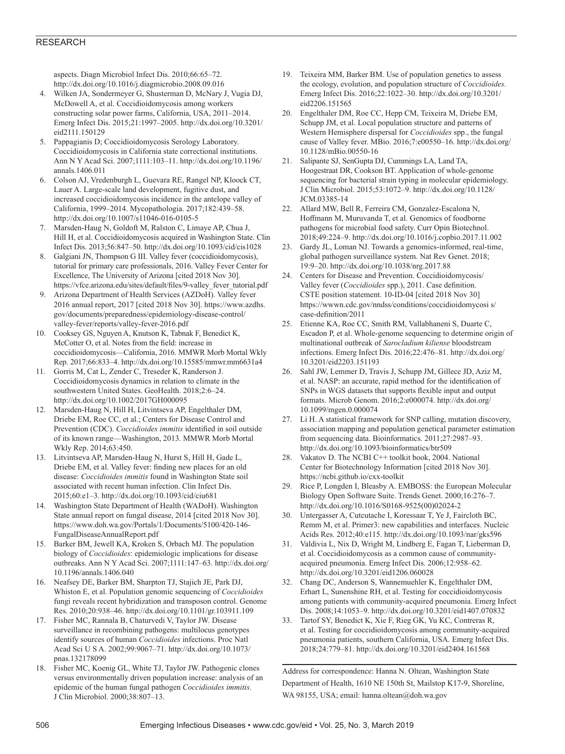aspects. Diagn Microbiol Infect Dis. 2010;66:65–72. http://dx.doi.org/10.1016/j.diagmicrobio.2008.09.016

4. Wilken JA, Sondermeyer G, Shusterman D, McNary J, Vugia DJ, McDowell A, et al. Coccidioidomycosis among workers constructing solar power farms, California, USA, 2011–2014. Emerg Infect Dis. 2015;21:1997–2005. http://dx.doi.org/10.3201/eid2111.150129
5. Pappagianis D; Coccidioidomycosis Serology Laboratory. Coccidioidomycosis in California state correctional institutions. Ann N Y Acad Sci. 2007;1111:103–11. http://dx.doi.org/10.1196/annals.1406.011
6. Colson AJ, Vredenburgh L, Guevara RE, Rangel NP, Kloock CT, Lauer A. Large-scale land development, fugitive dust, and increased coccidioidomycosis incidence in the antelope valley of California, 1999–2014. Mycopathologia. 2017;182:439–58. http://dx.doi.org/10.1007/s11046-016-0105-5
7. Marsden-Haug N, Goldoft M, Ralston C, Limaye AP, Chua J, Hill H, et al. Coccidioidomycosis acquired in Washington State. Clin Infect Dis. 2013;56:847–50. http://dx.doi.org/10.1093/cid/cis1028
8. Galgiani JN, Thompson G III. Valley fever (coccidioidomycosis), tutorial for primary care professionals, 2016. Valley Fever Center for Excellence, The University of Arizona [cited 2018 Nov 30]. https://vfce.arizona.edu/sites/default/files/9-valley_fever_tutorial.pdf
9. Arizona Department of Health Services (AZDoH). Valley fever 2016 annual report, 2017 [cited 2018 Nov 30]. https://www.azdhs.gov/documents/preparedness/epidemiology-disease-control/valley-fever/reports/valley-fever-2016.pdf
10. Cooksey GS, Nguyen A, Knutson K, Tabnak F, Benedict K, McCotter O, et al. Notes from the field: increase in coccidioidomycosis—California, 2016. MMWR Morb Mortal Wkly Rep. 2017;66:833–4. http://dx.doi.org/10.15585/mmwr.mm6631a4
11. Gorris M, Cat L, Zender C, Treseder K, Randerson J. Coccidioidomycosis dynamics in relation to climate in the southwestern United States. GeoHealth. 2018;2:6–24. http://dx.doi.org/10.1002/2017GH000095
12. Marsden-Haug N, Hill H, Litvintseva AP, Engelthaler DM, Driebe EM, Roe CC, et al.; Centers for Disease Control and Prevention (CDC). *Coccidioides immitis* identified in soil outside of its known range—Washington, 2013. MMWR Morb Mortal Wkly Rep. 2014;63:450.
13. Litvintseva AP, Marsden-Haug N, Hurst S, Hill H, Gade L, Driebe EM, et al. Valley fever: finding new places for an old disease: *Coccidioides immitis* found in Washington State soil associated with recent human infection. Clin Infect Dis. 2015;60:e1–3. http://dx.doi.org/10.1093/cid/ciu681
14. Washington State Department of Health (WADoH). Washington State annual report on fungal disease, 2014 [cited 2018 Nov 30]. https://www.doh.wa.gov/Portals/1/Documents/5100/420-146-FungalDiseaseAnnualReport.pdf
15. Barker BM, Jewell KA, Kroken S, Orbach MJ. The population biology of *Coccidioides*: epidemiologic implications for disease outbreaks. Ann N Y Acad Sci. 2007;1111:147–63. http://dx.doi.org/10.1196/annals.1406.040
16. Neafsey DE, Barker BM, Sharpton TJ, Stajich JE, Park DJ, Whiston E, et al. Population genomic sequencing of *Coccidioides* fungi reveals recent hybridization and transposon control. Genome Res. 2010;20:938–46. http://dx.doi.org/10.1101/gr.103911.109
17. Fisher MC, Rannala B, Chaturvedi V, Taylor JW. Disease surveillance in recombining pathogens: multilocus genotypes identify sources of human *Coccidioides* infections. Proc Natl Acad Sci U S A. 2002;99:9067–71. http://dx.doi.org/10.1073/pnas.132178099
18. Fisher MC, Koenig GL, White TJ, Taylor JW. Pathogenic clones versus environmentally driven population increase: analysis of an epidemic of the human fungal pathogen *Coccidioides immitis.* J Clin Microbiol. 2000;38:807–13.
19. Teixeira MM, Barker BM. Use of population genetics to assess the ecology, evolution, and population structure of *Coccidioides.* Emerg Infect Dis. 2016;22:1022–30. http://dx.doi.org/10.3201/eid2206.151565
20. Engelthaler DM, Roe CC, Hepp CM, Teixeira M, Driebe EM, Schupp JM, et al. Local population structure and patterns of Western Hemisphere dispersal for *Coccidioides* spp., the fungal cause of Valley fever. MBio. 2016;7:e00550–16. http://dx.doi.org/10.1128/mBio.00550-16
21. Salipante SJ, SenGupta DJ, Cummings LA, Land TA, Hoogestraat DR, Cookson BT. Application of whole-genome sequencing for bacterial strain typing in molecular epidemiology. J Clin Microbiol. 2015;53:1072–9. http://dx.doi.org/10.1128/JCM.03385-14
22. Allard MW, Bell R, Ferreira CM, Gonzalez-Escalona N, Hoffmann M, Muruvanda T, et al. Genomics of foodborne pathogens for microbial food safety. Curr Opin Biotechnol. 2018;49:224–9. http://dx.doi.org/10.1016/j.copbio.2017.11.002
23. Gardy JL, Loman NJ. Towards a genomics-informed, real-time, global pathogen surveillance system. Nat Rev Genet. 2018;19:9–20. http://dx.doi.org/10.1038/nrg.2017.88
24. Centers for Disease and Prevention. Coccidioidomycosis/Valley fever (*Coccidioides* spp.), 2011. Case definition. CSTE position statement. 10-ID-04 [cited 2018 Nov 30] https://wwwn.cdc.gov/nndss/conditions/coccidioidomycosi s/case-definition/2011
25. Etienne KA, Roe CC, Smith RM, Vallabhaneni S, Duarte C, Escadon P, et al. Whole-genome sequencing to determine origin of multinational outbreak of *Sarocladium kiliense* bloodstream infections. Emerg Infect Dis. 2016;22:476–81. http://dx.doi.org/10.3201/eid2203.151193
26. Sahl JW, Lemmer D, Travis J, Schupp JM, Gillece JD, Aziz M, et al. NASP: an accurate, rapid method for the identification of SNPs in WGS datasets that supports flexible input and output formats. Microb Genom. 2016;2:e000074. http://dx.doi.org/10.1099/mgen.0.000074
27. Li H. A statistical framework for SNP calling, mutation discovery, association mapping and population genetical parameter estimation from sequencing data. Bioinformatics. 2011;27:2987–93. http://dx.doi.org/10.1093/bioinformatics/btr509
28. Vakatov D. The NCBI C++ toolkit book, 2004. National Center for Biotechnology Information [cited 2018 Nov 30]. https://ncbi.github.io/cxx-toolkit
29. Rice P, Longden I, Bleasby A. EMBOSS: the European Molecular Biology Open Software Suite. Trends Genet. 2000;16:276–7. http://dx.doi.org/10.1016/S0168-9525(00)02024-2
30. Untergasser A, Cutcutache I, Koressaar T, Ye J, Faircloth BC, Remm M, et al. Primer3: new capabilities and interfaces. Nucleic Acids Res. 2012;40:e115. http://dx.doi.org/10.1093/nar/gks596
31. Valdivia L, Nix D, Wright M, Lindberg E, Fagan T, Lieberman D, et al. Coccidioidomycosis as a common cause of community-acquired pneumonia. Emerg Infect Dis. 2006;12:958–62. http://dx.doi.org/10.3201/eid1206.060028
32. Chang DC, Anderson S, Wannemuehler K, Engelthaler DM, Erhart L, Sunenshine RH, et al. Testing for coccidioidomycosis among patients with community-acquired pneumonia. Emerg Infect Dis. 2008;14:1053–9. http://dx.doi.org/10.3201/eid1407.070832
33. Tartof SY, Benedict K, Xie F, Rieg GK, Yu KC, Contreras R, et al. Testing for coccidioidomycosis among community-acquired pneumonia patients, southern California, USA. Emerg Infect Dis. 2018;24:779–81. http://dx.doi.org/10.3201/eid2404.161568

Address for correspondence: Hanna N. Oltean, Washington State Department of Health, 1610 NE 150th St, Mailstop K17-9, Shoreline, WA 98155, USA; email: hanna.oltean@doh.wa.gov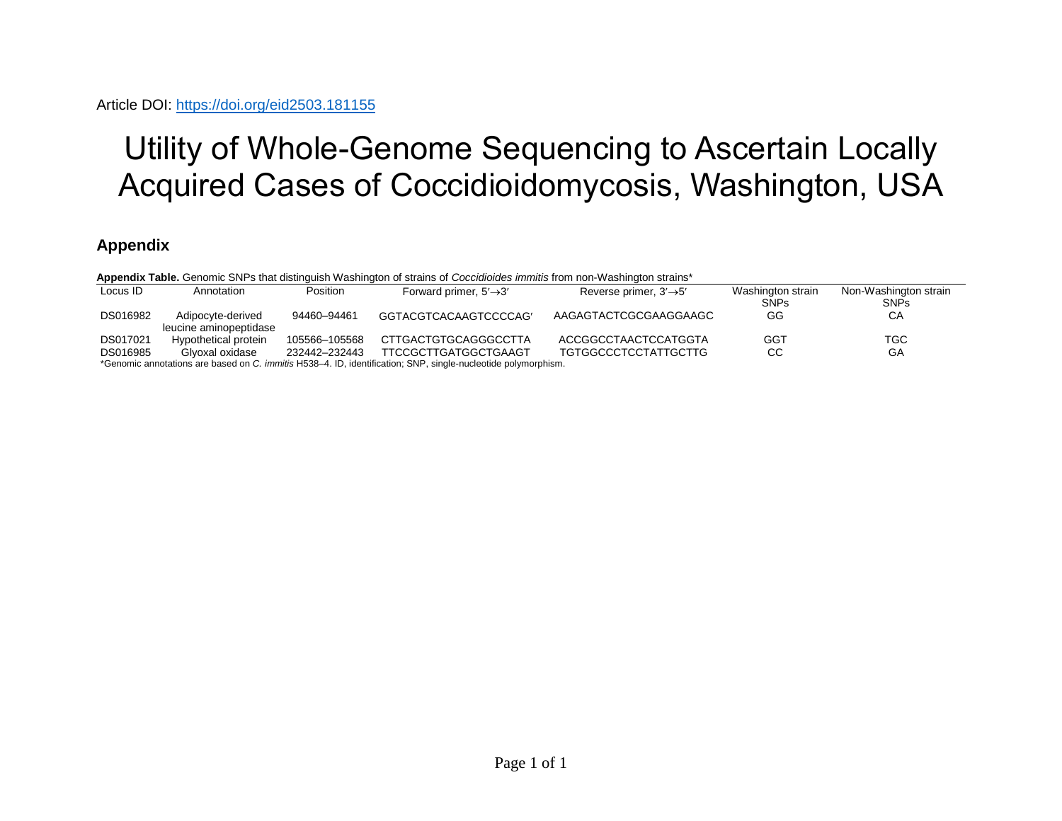Article DOI: https://doi.org/eid2503.181155

# Utility of Whole-Genome Sequencing to Ascertain Locally Acquired Cases of Coccidioidomycosis, Washington, USA

## Appendix

**Appendix Table.** Genomic SNPs that distinguish Washington of strains of *Coccidioides immitis* from non-Washington strains*

| Locus ID | Annotation | Position | Forward primer, 5′→3′ | Reverse primer, 3′→5′ | Washington strain SNPs | Non-Washington strain SNPs |
|---|---|---|---|---|---|---|
| DS016982 | Adipocyte-derived leucine aminopeptidase | 94460–94461 | GGTACGTCACAAGTCCCCAG′ | AAGAGTACTCGCGAAGGAAGC | GG | CA |
| DS017021 | Hypothetical protein | 105566–105568 | CTTGACTGTGCAGGGCCTTA | ACCGGCCTAACTCCATGGTA | GGT | TGC |
| DS016985 | Glyoxal oxidase | 232442–232443 | TTCCGCTTGATGGCTGAAGT | TGTGGCCCTCCTATTGCTTG | CC | GA |

*Genomic annotations are based on *C. immitis* H538–4. ID, identification; SNP, single-nucleotide polymorphism.